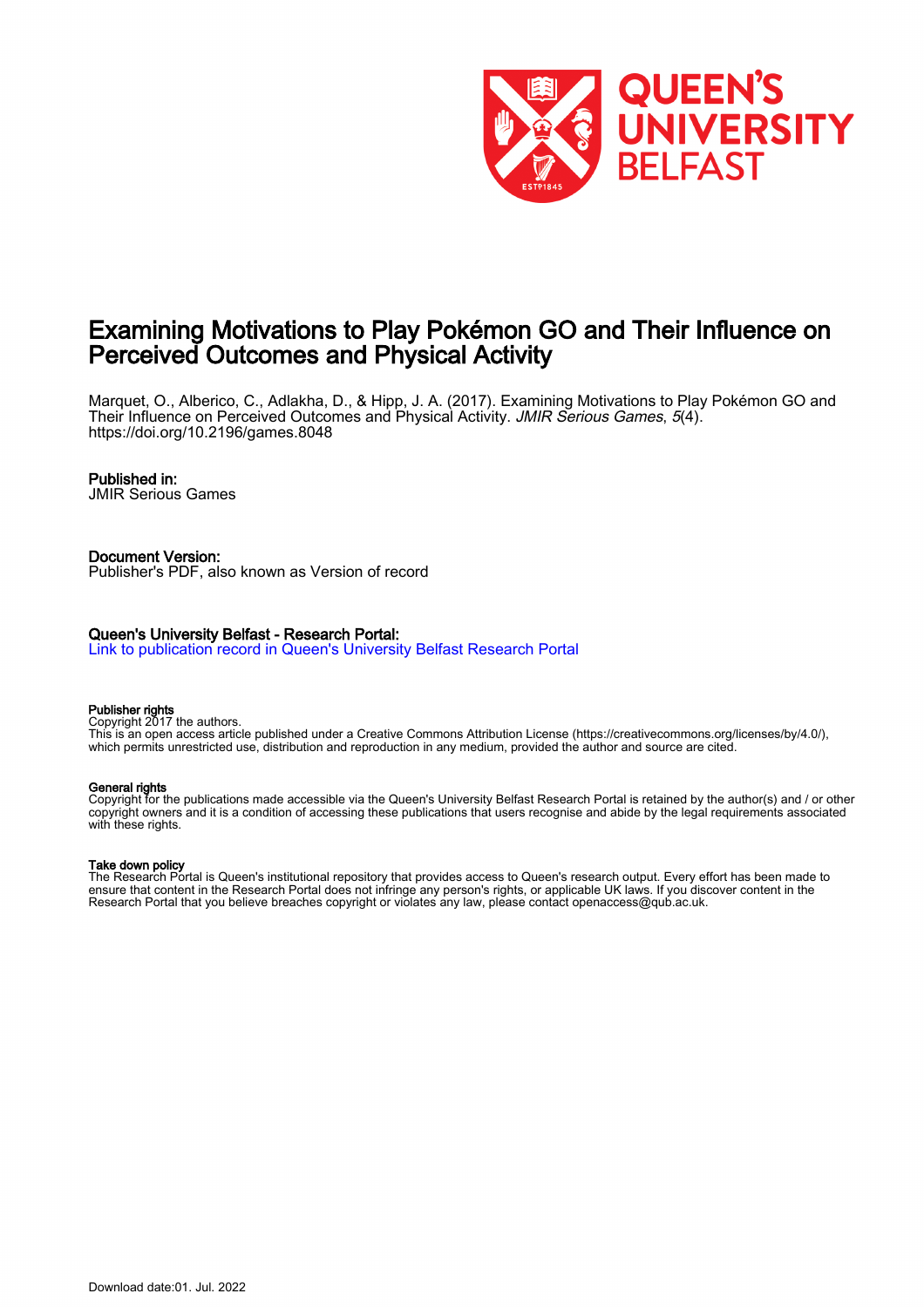# Examining Motivations to Play Pokémon GO and Their Influence on Perceived Outcomes and Physical Activity

Marquet, O., Alberico, C., Adlakha, D., & Hipp, J. A. (2017). Examining Motivations to Play Pokémon GO and Their Influence on Perceived Outcomes and Physical Activity. *JMIR Serious Games*, *5*(4). https://doi.org/10.2196/games.8048

**Published in:**
JMIR Serious Games

**Document Version:**
Publisher's PDF, also known as Version of record

**Queen's University Belfast - Research Portal:**
Link to publication record in Queen's University Belfast Research Portal

**Publisher rights**
Copyright 2017 the authors.
This is an open access article published under a Creative Commons Attribution License (https://creativecommons.org/licenses/by/4.0/), which permits unrestricted use, distribution and reproduction in any medium, provided the author and source are cited.

**General rights**
Copyright for the publications made accessible via the Queen's University Belfast Research Portal is retained by the author(s) and / or other copyright owners and it is a condition of accessing these publications that users recognise and abide by the legal requirements associated with these rights.

**Take down policy**
The Research Portal is Queen's institutional repository that provides access to Queen's research output. Every effort has been made to ensure that content in the Research Portal does not infringe any person's rights, or applicable UK laws. If you discover content in the Research Portal that you believe breaches copyright or violates any law, please contact openaccess@qub.ac.uk.

Download date:01. Jul. 2022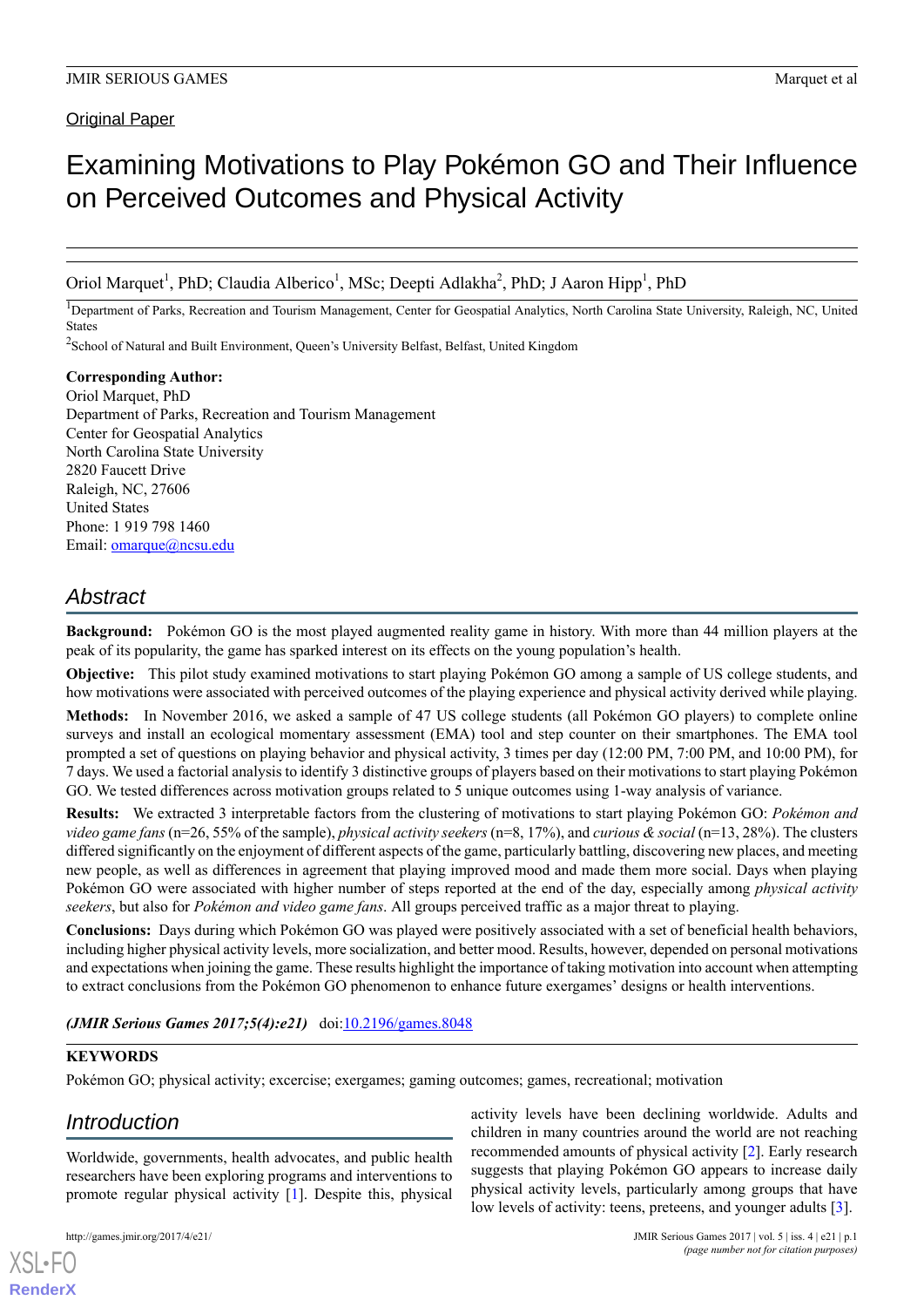Original Paper

# Examining Motivations to Play Pokémon GO and Their Influence on Perceived Outcomes and Physical Activity

Oriol Marquet[1], PhD; Claudia Alberico[1], MSc; Deepti Adlakha[2], PhD; J Aaron Hipp[1], PhD

[1]Department of Parks, Recreation and Tourism Management, Center for Geospatial Analytics, North Carolina State University, Raleigh, NC, United States

[2]School of Natural and Built Environment, Queen's University Belfast, Belfast, United Kingdom

**Corresponding Author:**
Oriol Marquet, PhD
Department of Parks, Recreation and Tourism Management
Center for Geospatial Analytics
North Carolina State University
2820 Faucett Drive
Raleigh, NC, 27606
United States
Phone: 1 919 798 1460
Email: omarque@ncsu.edu

## Abstract

**Background:** Pokémon GO is the most played augmented reality game in history. With more than 44 million players at the peak of its popularity, the game has sparked interest on its effects on the young population's health.

**Objective:** This pilot study examined motivations to start playing Pokémon GO among a sample of US college students, and how motivations were associated with perceived outcomes of the playing experience and physical activity derived while playing.

**Methods:** In November 2016, we asked a sample of 47 US college students (all Pokémon GO players) to complete online surveys and install an ecological momentary assessment (EMA) tool and step counter on their smartphones. The EMA tool prompted a set of questions on playing behavior and physical activity, 3 times per day (12:00 PM, 7:00 PM, and 10:00 PM), for 7 days. We used a factorial analysis to identify 3 distinctive groups of players based on their motivations to start playing Pokémon GO. We tested differences across motivation groups related to 5 unique outcomes using 1-way analysis of variance.

**Results:** We extracted 3 interpretable factors from the clustering of motivations to start playing Pokémon GO: *Pokémon and video game fans* (n=26, 55% of the sample), *physical activity seekers* (n=8, 17%), and *curious & social* (n=13, 28%). The clusters differed significantly on the enjoyment of different aspects of the game, particularly battling, discovering new places, and meeting new people, as well as differences in agreement that playing improved mood and made them more social. Days when playing Pokémon GO were associated with higher number of steps reported at the end of the day, especially among *physical activity seekers*, but also for *Pokémon and video game fans*. All groups perceived traffic as a major threat to playing.

**Conclusions:** Days during which Pokémon GO was played were positively associated with a set of beneficial health behaviors, including higher physical activity levels, more socialization, and better mood. Results, however, depended on personal motivations and expectations when joining the game. These results highlight the importance of taking motivation into account when attempting to extract conclusions from the Pokémon GO phenomenon to enhance future exergames' designs or health interventions.

***(JMIR Serious Games 2017;5(4):e21)*** doi:10.2196/games.8048

**KEYWORDS**

Pokémon GO; physical activity; excercise; exergames; gaming outcomes; games, recreational; motivation

## Introduction

Worldwide, governments, health advocates, and public health researchers have been exploring programs and interventions to promote regular physical activity [1]. Despite this, physical activity levels have been declining worldwide. Adults and children in many countries around the world are not reaching recommended amounts of physical activity [2]. Early research suggests that playing Pokémon GO appears to increase daily physical activity levels, particularly among groups that have low levels of activity: teens, preteens, and younger adults [3].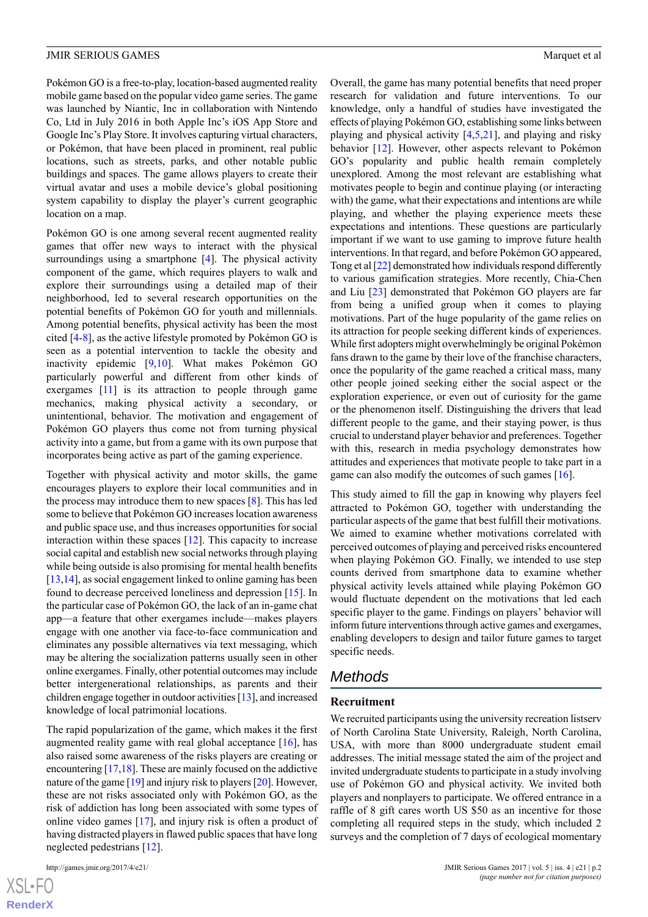Pokémon GO is a free-to-play, location-based augmented reality mobile game based on the popular video game series. The game was launched by Niantic, Inc in collaboration with Nintendo Co, Ltd in July 2016 in both Apple Inc's iOS App Store and Google Inc's Play Store. It involves capturing virtual characters, or Pokémon, that have been placed in prominent, real public locations, such as streets, parks, and other notable public buildings and spaces. The game allows players to create their virtual avatar and uses a mobile device's global positioning system capability to display the player's current geographic location on a map.

Pokémon GO is one among several recent augmented reality games that offer new ways to interact with the physical surroundings using a smartphone [4]. The physical activity component of the game, which requires players to walk and explore their surroundings using a detailed map of their neighborhood, led to several research opportunities on the potential benefits of Pokémon GO for youth and millennials. Among potential benefits, physical activity has been the most cited [4-8], as the active lifestyle promoted by Pokémon GO is seen as a potential intervention to tackle the obesity and inactivity epidemic [9,10]. What makes Pokémon GO particularly powerful and different from other kinds of exergames [11] is its attraction to people through game mechanics, making physical activity a secondary, or unintentional, behavior. The motivation and engagement of Pokémon GO players thus come not from turning physical activity into a game, but from a game with its own purpose that incorporates being active as part of the gaming experience.

Together with physical activity and motor skills, the game encourages players to explore their local communities and in the process may introduce them to new spaces [8]. This has led some to believe that Pokémon GO increases location awareness and public space use, and thus increases opportunities for social interaction within these spaces [12]. This capacity to increase social capital and establish new social networks through playing while being outside is also promising for mental health benefits [13,14], as social engagement linked to online gaming has been found to decrease perceived loneliness and depression [15]. In the particular case of Pokémon GO, the lack of an in-game chat app—a feature that other exergames include—makes players engage with one another via face-to-face communication and eliminates any possible alternatives via text messaging, which may be altering the socialization patterns usually seen in other online exergames. Finally, other potential outcomes may include better intergenerational relationships, as parents and their children engage together in outdoor activities [13], and increased knowledge of local patrimonial locations.

The rapid popularization of the game, which makes it the first augmented reality game with real global acceptance [16], has also raised some awareness of the risks players are creating or encountering [17,18]. These are mainly focused on the addictive nature of the game [19] and injury risk to players [20]. However, these are not risks associated only with Pokémon GO, as the risk of addiction has long been associated with some types of online video games [17], and injury risk is often a product of having distracted players in flawed public spaces that have long neglected pedestrians [12].

Overall, the game has many potential benefits that need proper research for validation and future interventions. To our knowledge, only a handful of studies have investigated the effects of playing Pokémon GO, establishing some links between playing and physical activity [4,5,21], and playing and risky behavior [12]. However, other aspects relevant to Pokémon GO's popularity and public health remain completely unexplored. Among the most relevant are establishing what motivates people to begin and continue playing (or interacting with) the game, what their expectations and intentions are while playing, and whether the playing experience meets these expectations and intentions. These questions are particularly important if we want to use gaming to improve future health interventions. In that regard, and before Pokémon GO appeared, Tong et al [22] demonstrated how individuals respond differently to various gamification strategies. More recently, Chia-Chen and Liu [23] demonstrated that Pokémon GO players are far from being a unified group when it comes to playing motivations. Part of the huge popularity of the game relies on its attraction for people seeking different kinds of experiences. While first adopters might overwhelmingly be original Pokémon fans drawn to the game by their love of the franchise characters, once the popularity of the game reached a critical mass, many other people joined seeking either the social aspect or the exploration experience, or even out of curiosity for the game or the phenomenon itself. Distinguishing the drivers that lead different people to the game, and their staying power, is thus crucial to understand player behavior and preferences. Together with this, research in media psychology demonstrates how attitudes and experiences that motivate people to take part in a game can also modify the outcomes of such games [16].

This study aimed to fill the gap in knowing why players feel attracted to Pokémon GO, together with understanding the particular aspects of the game that best fulfill their motivations. We aimed to examine whether motivations correlated with perceived outcomes of playing and perceived risks encountered when playing Pokémon GO. Finally, we intended to use step counts derived from smartphone data to examine whether physical activity levels attained while playing Pokémon GO would fluctuate dependent on the motivations that led each specific player to the game. Findings on players' behavior will inform future interventions through active games and exergames, enabling developers to design and tailor future games to target specific needs.

## Methods

### Recruitment

We recruited participants using the university recreation listserv of North Carolina State University, Raleigh, North Carolina, USA, with more than 8000 undergraduate student email addresses. The initial message stated the aim of the project and invited undergraduate students to participate in a study involving use of Pokémon GO and physical activity. We invited both players and nonplayers to participate. We offered entrance in a raffle of 8 gift cares worth US $50 as an incentive for those completing all required steps in the study, which included 2 surveys and the completion of 7 days of ecological momentary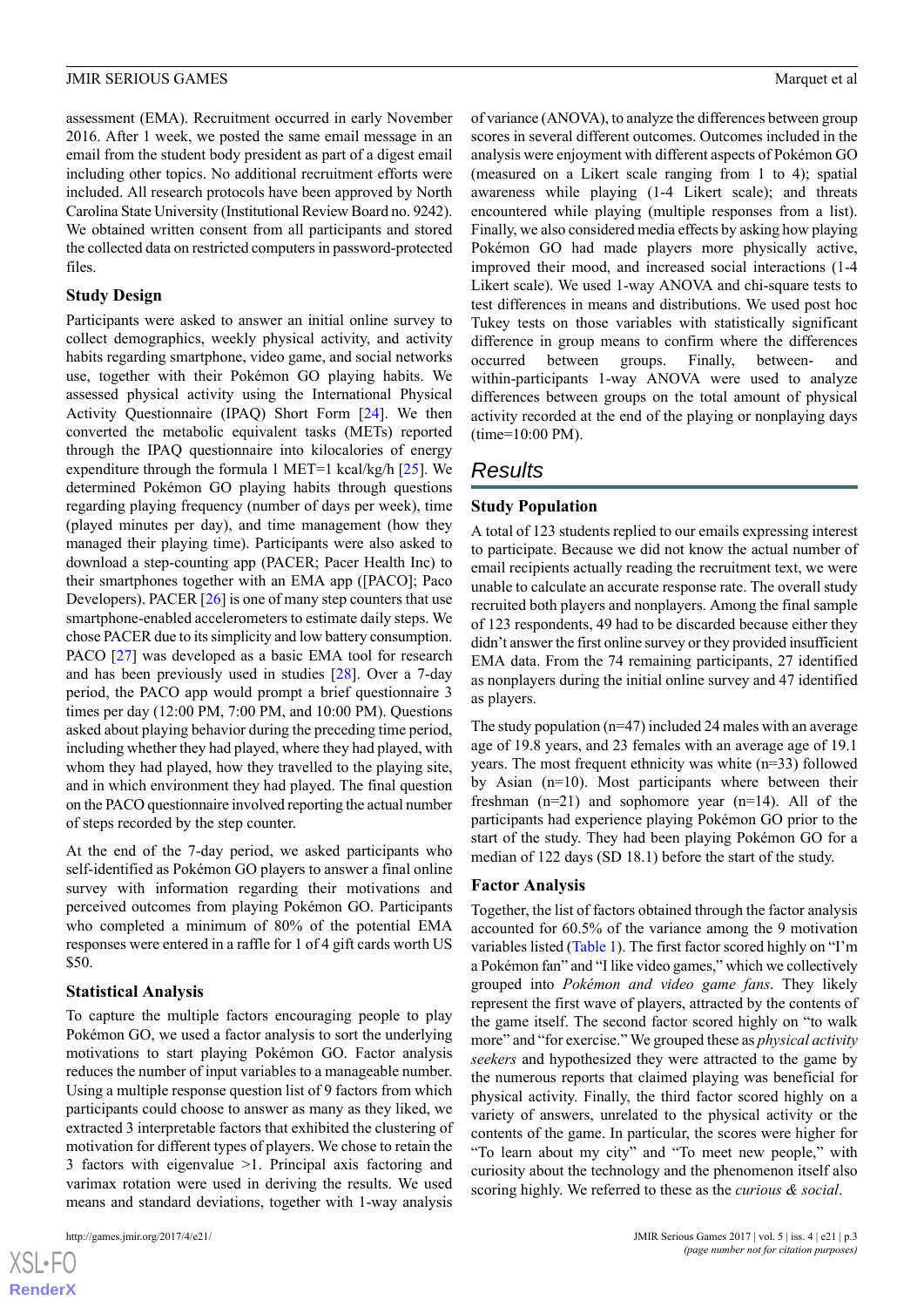assessment (EMA). Recruitment occurred in early November 2016. After 1 week, we posted the same email message in an email from the student body president as part of a digest email including other topics. No additional recruitment efforts were included. All research protocols have been approved by North Carolina State University (Institutional Review Board no. 9242). We obtained written consent from all participants and stored the collected data on restricted computers in password-protected files.

### Study Design

Participants were asked to answer an initial online survey to collect demographics, weekly physical activity, and activity habits regarding smartphone, video game, and social networks use, together with their Pokémon GO playing habits. We assessed physical activity using the International Physical Activity Questionnaire (IPAQ) Short Form [24]. We then converted the metabolic equivalent tasks (METs) reported through the IPAQ questionnaire into kilocalories of energy expenditure through the formula 1 MET=1 kcal/kg/h [25]. We determined Pokémon GO playing habits through questions regarding playing frequency (number of days per week), time (played minutes per day), and time management (how they managed their playing time). Participants were also asked to download a step-counting app (PACER; Pacer Health Inc) to their smartphones together with an EMA app ([PACO]; Paco Developers). PACER [26] is one of many step counters that use smartphone-enabled accelerometers to estimate daily steps. We chose PACER due to its simplicity and low battery consumption. PACO [27] was developed as a basic EMA tool for research and has been previously used in studies [28]. Over a 7-day period, the PACO app would prompt a brief questionnaire 3 times per day (12:00 PM, 7:00 PM, and 10:00 PM). Questions asked about playing behavior during the preceding time period, including whether they had played, where they had played, with whom they had played, how they travelled to the playing site, and in which environment they had played. The final question on the PACO questionnaire involved reporting the actual number of steps recorded by the step counter.

At the end of the 7-day period, we asked participants who self-identified as Pokémon GO players to answer a final online survey with information regarding their motivations and perceived outcomes from playing Pokémon GO. Participants who completed a minimum of 80% of the potential EMA responses were entered in a raffle for 1 of 4 gift cards worth US $50.

### Statistical Analysis

To capture the multiple factors encouraging people to play Pokémon GO, we used a factor analysis to sort the underlying motivations to start playing Pokémon GO. Factor analysis reduces the number of input variables to a manageable number. Using a multiple response question list of 9 factors from which participants could choose to answer as many as they liked, we extracted 3 interpretable factors that exhibited the clustering of motivation for different types of players. We chose to retain the 3 factors with eigenvalue >1. Principal axis factoring and varimax rotation were used in deriving the results. We used means and standard deviations, together with 1-way analysis of variance (ANOVA), to analyze the differences between group scores in several different outcomes. Outcomes included in the analysis were enjoyment with different aspects of Pokémon GO (measured on a Likert scale ranging from 1 to 4); spatial awareness while playing (1-4 Likert scale); and threats encountered while playing (multiple responses from a list). Finally, we also considered media effects by asking how playing Pokémon GO had made players more physically active, improved their mood, and increased social interactions (1-4 Likert scale). We used 1-way ANOVA and chi-square tests to test differences in means and distributions. We used post hoc Tukey tests on those variables with statistically significant difference in group means to confirm where the differences occurred between groups. Finally, between- and within-participants 1-way ANOVA were used to analyze differences between groups on the total amount of physical activity recorded at the end of the playing or nonplaying days (time=10:00 PM).

## Results

### Study Population

A total of 123 students replied to our emails expressing interest to participate. Because we did not know the actual number of email recipients actually reading the recruitment text, we were unable to calculate an accurate response rate. The overall study recruited both players and nonplayers. Among the final sample of 123 respondents, 49 had to be discarded because either they didn't answer the first online survey or they provided insufficient EMA data. From the 74 remaining participants, 27 identified as nonplayers during the initial online survey and 47 identified as players.

The study population (n=47) included 24 males with an average age of 19.8 years, and 23 females with an average age of 19.1 years. The most frequent ethnicity was white (n=33) followed by Asian (n=10). Most participants where between their freshman (n=21) and sophomore year (n=14). All of the participants had experience playing Pokémon GO prior to the start of the study. They had been playing Pokémon GO for a median of 122 days (SD 18.1) before the start of the study.

### Factor Analysis

Together, the list of factors obtained through the factor analysis accounted for 60.5% of the variance among the 9 motivation variables listed (Table 1). The first factor scored highly on "I'm a Pokémon fan" and "I like video games," which we collectively grouped into *Pokémon and video game fans*. They likely represent the first wave of players, attracted by the contents of the game itself. The second factor scored highly on "to walk more" and "for exercise." We grouped these as *physical activity seekers* and hypothesized they were attracted to the game by the numerous reports that claimed playing was beneficial for physical activity. Finally, the third factor scored highly on a variety of answers, unrelated to the physical activity or the contents of the game. In particular, the scores were higher for "To learn about my city" and "To meet new people," with curiosity about the technology and the phenomenon itself also scoring highly. We referred to these as the *curious & social*.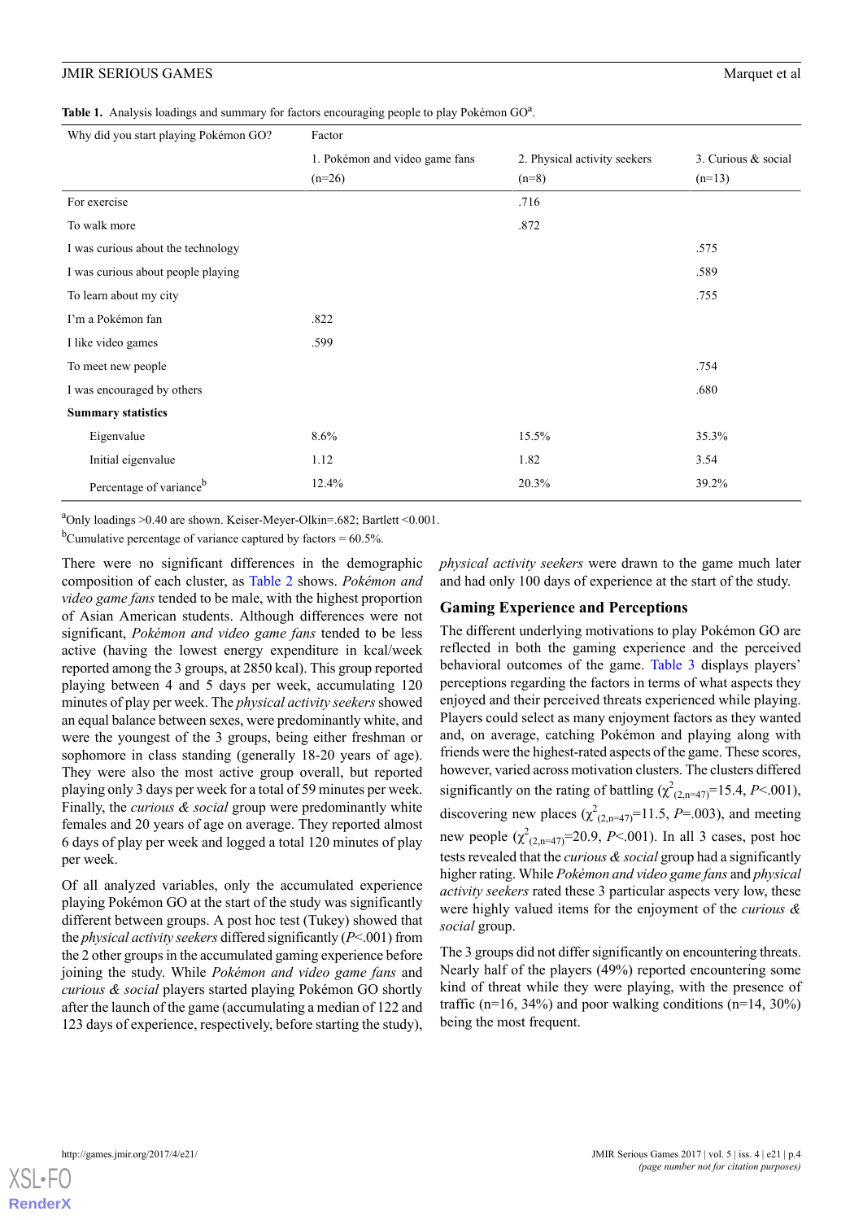**Table 1.** Analysis loadings and summary for factors encouraging people to play Pokémon GO[a].

| Why did you start playing Pokémon GO? | Factor | | |
|---|---|---|---|
| | 1. Pokémon and video game fans (n=26) | 2. Physical activity seekers (n=8) | 3. Curious & social (n=13) |
| For exercise | | .716 | |
| To walk more | | .872 | |
| I was curious about the technology | | | .575 |
| I was curious about people playing | | | .589 |
| To learn about my city | | | .755 |
| I'm a Pokémon fan | .822 | | |
| I like video games | .599 | | |
| To meet new people | | | .754 |
| I was encouraged by others | | | .680 |
| **Summary statistics** | | | |
| Eigenvalue | 8.6% | 15.5% | 35.3% |
| Initial eigenvalue | 1.12 | 1.82 | 3.54 |
| Percentage of variance[b] | 12.4% | 20.3% | 39.2% |

[a]Only loadings >0.40 are shown. Keiser-Meyer-Olkin=.682; Bartlett <0.001.

[b]Cumulative percentage of variance captured by factors = 60.5%.

There were no significant differences in the demographic composition of each cluster, as Table 2 shows. *Pokémon and video game fans* tended to be male, with the highest proportion of Asian American students. Although differences were not significant, *Pokémon and video game fans* tended to be less active (having the lowest energy expenditure in kcal/week reported among the 3 groups, at 2850 kcal). This group reported playing between 4 and 5 days per week, accumulating 120 minutes of play per week. The *physical activity seekers* showed an equal balance between sexes, were predominantly white, and were the youngest of the 3 groups, being either freshman or sophomore in class standing (generally 18-20 years of age). They were also the most active group overall, but reported playing only 3 days per week for a total of 59 minutes per week. Finally, the *curious & social* group were predominantly white females and 20 years of age on average. They reported almost 6 days of play per week and logged a total 120 minutes of play per week.

Of all analyzed variables, only the accumulated experience playing Pokémon GO at the start of the study was significantly different between groups. A post hoc test (Tukey) showed that the *physical activity seekers* differed significantly ($P$<.001) from the 2 other groups in the accumulated gaming experience before joining the study. While *Pokémon and video game fans* and *curious & social* players started playing Pokémon GO shortly after the launch of the game (accumulating a median of 122 and 123 days of experience, respectively, before starting the study), *physical activity seekers* were drawn to the game much later and had only 100 days of experience at the start of the study.

## Gaming Experience and Perceptions

The different underlying motivations to play Pokémon GO are reflected in both the gaming experience and the perceived behavioral outcomes of the game. Table 3 displays players' perceptions regarding the factors in terms of what aspects they enjoyed and their perceived threats experienced while playing. Players could select as many enjoyment factors as they wanted and, on average, catching Pokémon and playing along with friends were the highest-rated aspects of the game. These scores, however, varied across motivation clusters. The clusters differed significantly on the rating of battling ($\chi^2_{(2,n=47)}$=15.4, $P$<.001), discovering new places ($\chi^2_{(2,n=47)}$=11.5, $P$=.003), and meeting new people ($\chi^2_{(2,n=47)}$=20.9, $P$<.001). In all 3 cases, post hoc tests revealed that the *curious & social* group had a significantly higher rating. While *Pokémon and video game fans* and *physical activity seekers* rated these 3 particular aspects very low, these were highly valued items for the enjoyment of the *curious & social* group.

The 3 groups did not differ significantly on encountering threats. Nearly half of the players (49%) reported encountering some kind of threat while they were playing, with the presence of traffic (n=16, 34%) and poor walking conditions (n=14, 30%) being the most frequent.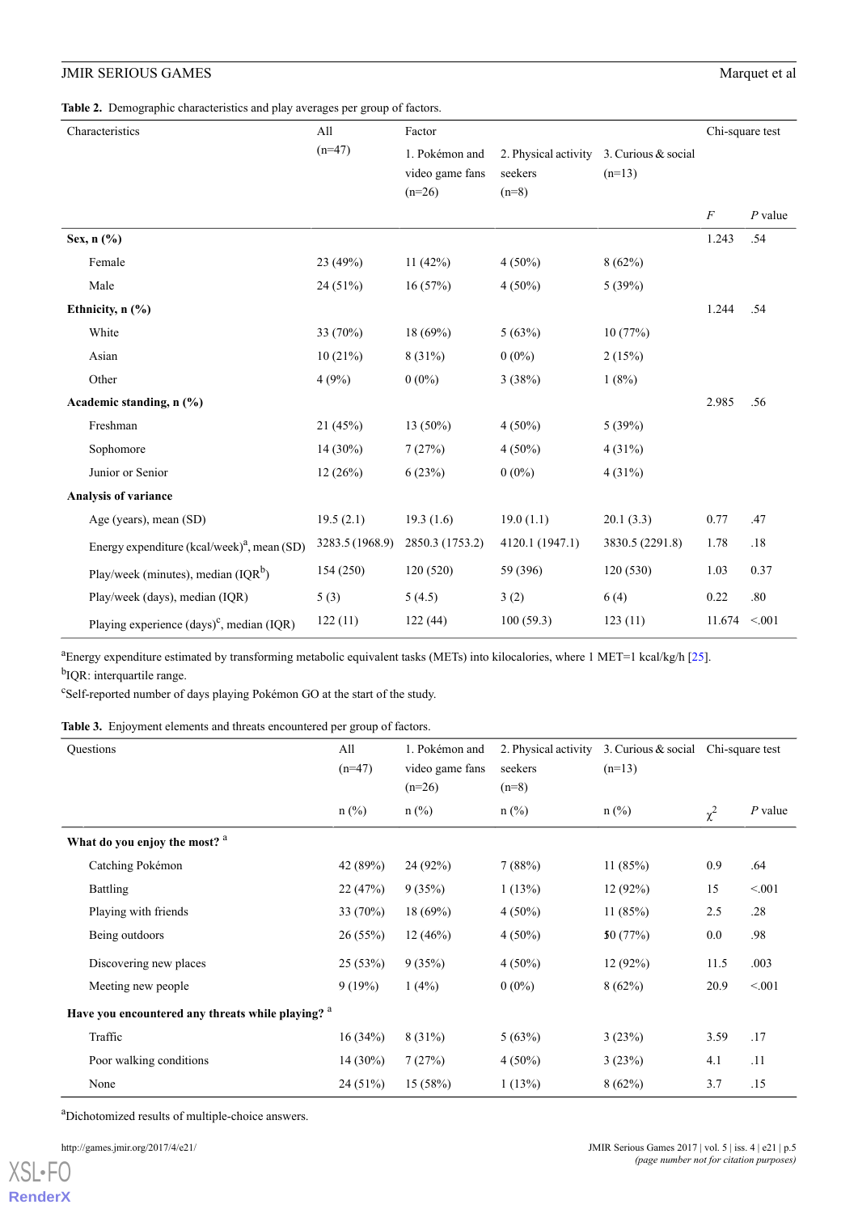**Table 2.** Demographic characteristics and play averages per group of factors.

| Characteristics | All (n=47) | Factor | | | Chi-square test | |
|---|---|---|---|---|---|---|
| | | 1. Pokémon and video game fans (n=26) | 2. Physical activity seekers (n=8) | 3. Curious & social (n=13) | *F* | *P* value |
| **Sex, n (%)** | | | | | 1.243 | .54 |
| Female | 23 (49%) | 11 (42%) | 4 (50%) | 8 (62%) | | |
| Male | 24 (51%) | 16 (57%) | 4 (50%) | 5 (39%) | | |
| **Ethnicity, n (%)** | | | | | 1.244 | .54 |
| White | 33 (70%) | 18 (69%) | 5 (63%) | 10 (77%) | | |
| Asian | 10 (21%) | 8 (31%) | 0 (0%) | 2 (15%) | | |
| Other | 4 (9%) | 0 (0%) | 3 (38%) | 1 (8%) | | |
| **Academic standing, n (%)** | | | | | 2.985 | .56 |
| Freshman | 21 (45%) | 13 (50%) | 4 (50%) | 5 (39%) | | |
| Sophomore | 14 (30%) | 7 (27%) | 4 (50%) | 4 (31%) | | |
| Junior or Senior | 12 (26%) | 6 (23%) | 0 (0%) | 4 (31%) | | |
| **Analysis of variance** | | | | | | |
| Age (years), mean (SD) | 19.5 (2.1) | 19.3 (1.6) | 19.0 (1.1) | 20.1 (3.3) | 0.77 | .47 |
| Energy expenditure (kcal/week)[a], mean (SD) | 3283.5 (1968.9) | 2850.3 (1753.2) | 4120.1 (1947.1) | 3830.5 (2291.8) | 1.78 | .18 |
| Play/week (minutes), median (IQR[b]) | 154 (250) | 120 (520) | 59 (396) | 120 (530) | 1.03 | 0.37 |
| Play/week (days), median (IQR) | 5 (3) | 5 (4.5) | 3 (2) | 6 (4) | 0.22 | .80 |
| Playing experience (days)[c], median (IQR) | 122 (11) | 122 (44) | 100 (59.3) | 123 (11) | 11.674 | <.001 |

[a]Energy expenditure estimated by transforming metabolic equivalent tasks (METs) into kilocalories, where 1 MET=1 kcal/kg/h [25].

[b]IQR: interquartile range.

[c]Self-reported number of days playing Pokémon GO at the start of the study.

**Table 3.** Enjoyment elements and threats encountered per group of factors.

| Questions | All (n=47) | 1. Pokémon and video game fans (n=26) | 2. Physical activity seekers (n=8) | 3. Curious & social (n=13) | Chi-square test | |
|---|---|---|---|---|---|---|
| | n (%) | n (%) | n (%) | n (%) | $\chi^2$ | *P* value |
| **What do you enjoy the most?** [a] | | | | | | |
| Catching Pokémon | 42 (89%) | 24 (92%) | 7 (88%) | 11 (85%) | 0.9 | .64 |
| Battling | 22 (47%) | 9 (35%) | 1 (13%) | 12 (92%) | 15 | <.001 |
| Playing with friends | 33 (70%) | 18 (69%) | 4 (50%) | 11 (85%) | 2.5 | .28 |
| Being outdoors | 26 (55%) | 12 (46%) | 4 (50%) | 10 (77%) | 0.0 | .98 |
| Discovering new places | 25 (53%) | 9 (35%) | 4 (50%) | 12 (92%) | 11.5 | .003 |
| Meeting new people | 9 (19%) | 1 (4%) | 0 (0%) | 8 (62%) | 20.9 | <.001 |
| **Have you encountered any threats while playing?** [a] | | | | | | |
| Traffic | 16 (34%) | 8 (31%) | 5 (63%) | 3 (23%) | 3.59 | .17 |
| Poor walking conditions | 14 (30%) | 7 (27%) | 4 (50%) | 3 (23%) | 4.1 | .11 |
| None | 24 (51%) | 15 (58%) | 1 (13%) | 8 (62%) | 3.7 | .15 |

[a]Dichotomized results of multiple-choice answers.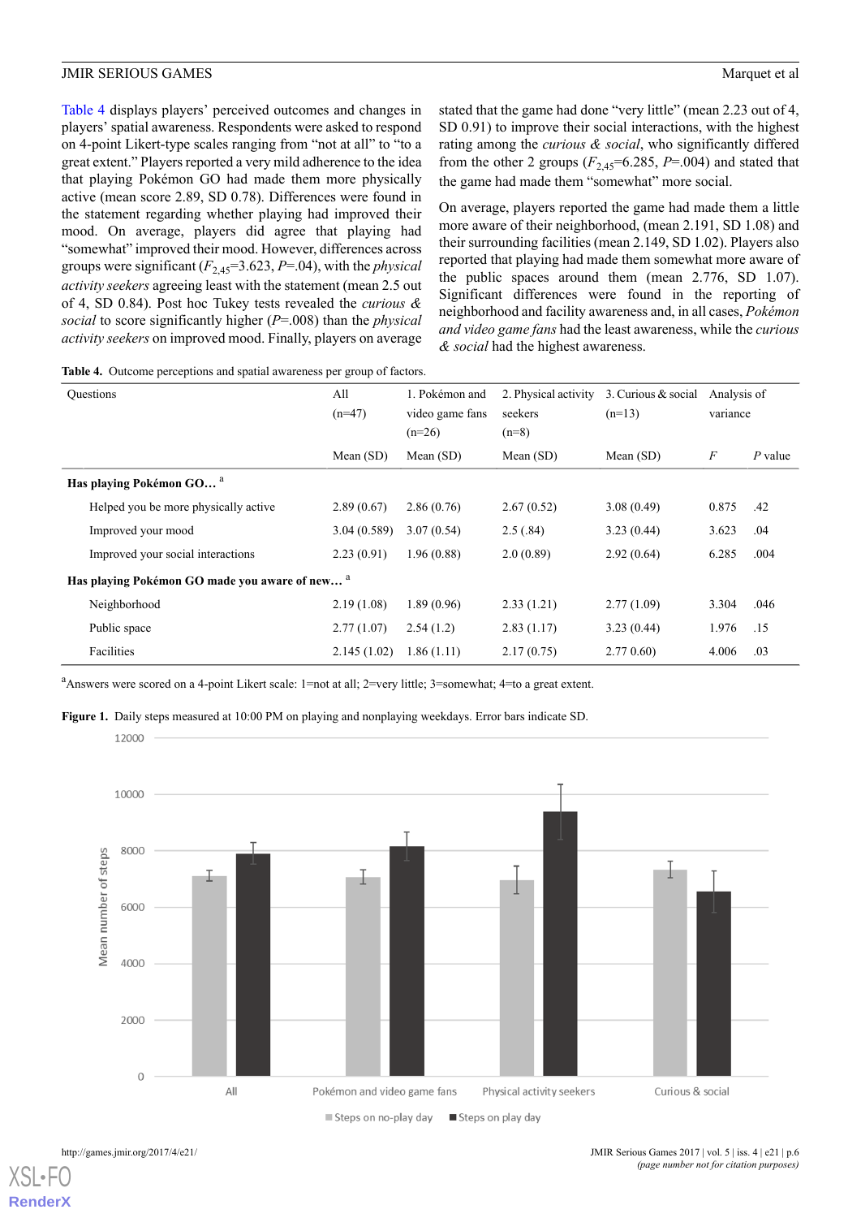Table 4 displays players' perceived outcomes and changes in players' spatial awareness. Respondents were asked to respond on 4-point Likert-type scales ranging from "not at all" to "to a great extent." Players reported a very mild adherence to the idea that playing Pokémon GO had made them more physically active (mean score 2.89, SD 0.78). Differences were found in the statement regarding whether playing had improved their mood. On average, players did agree that playing had "somewhat" improved their mood. However, differences across groups were significant ($F_{2,45}$=3.623, *P*=.04), with the *physical activity seekers* agreeing least with the statement (mean 2.5 out of 4, SD 0.84). Post hoc Tukey tests revealed the *curious & social* to score significantly higher (*P*=.008) than the *physical activity seekers* on improved mood. Finally, players on average stated that the game had done "very little" (mean 2.23 out of 4, SD 0.91) to improve their social interactions, with the highest rating among the *curious & social*, who significantly differed from the other 2 groups ($F_{2,45}$=6.285, *P*=.004) and stated that the game had made them "somewhat" more social.

On average, players reported the game had made them a little more aware of their neighborhood, (mean 2.191, SD 1.08) and their surrounding facilities (mean 2.149, SD 1.02). Players also reported that playing had made them somewhat more aware of the public spaces around them (mean 2.776, SD 1.07). Significant differences were found in the reporting of neighborhood and facility awareness and, in all cases, *Pokémon and video game fans* had the least awareness, while the *curious & social* had the highest awareness.

**Table 4.** Outcome perceptions and spatial awareness per group of factors.

| Questions | All (n=47) | 1. Pokémon and video game fans (n=26) | 2. Physical activity seekers (n=8) | 3. Curious & social (n=13) | Analysis of variance | |
|---|---|---|---|---|---|---|
| | Mean (SD) | Mean (SD) | Mean (SD) | Mean (SD) | *F* | *P* value |
| **Has playing Pokémon GO…** [a] | | | | | | |
| Helped you be more physically active | 2.89 (0.67) | 2.86 (0.76) | 2.67 (0.52) | 3.08 (0.49) | 0.875 | .42 |
| Improved your mood | 3.04 (0.589) | 3.07 (0.54) | 2.5 (.84) | 3.23 (0.44) | 3.623 | .04 |
| Improved your social interactions | 2.23 (0.91) | 1.96 (0.88) | 2.0 (0.89) | 2.92 (0.64) | 6.285 | .004 |
| **Has playing Pokémon GO made you aware of new…** [a] | | | | | | |
| Neighborhood | 2.19 (1.08) | 1.89 (0.96) | 2.33 (1.21) | 2.77 (1.09) | 3.304 | .046 |
| Public space | 2.77 (1.07) | 2.54 (1.2) | 2.83 (1.17) | 3.23 (0.44) | 1.976 | .15 |
| Facilities | 2.145 (1.02) | 1.86 (1.11) | 2.17 (0.75) | 2.77 0.60) | 4.006 | .03 |

[a]Answers were scored on a 4-point Likert scale: 1=not at all; 2=very little; 3=somewhat; 4=to a great extent.

**Figure 1.** Daily steps measured at 10:00 PM on playing and nonplaying weekdays. Error bars indicate SD.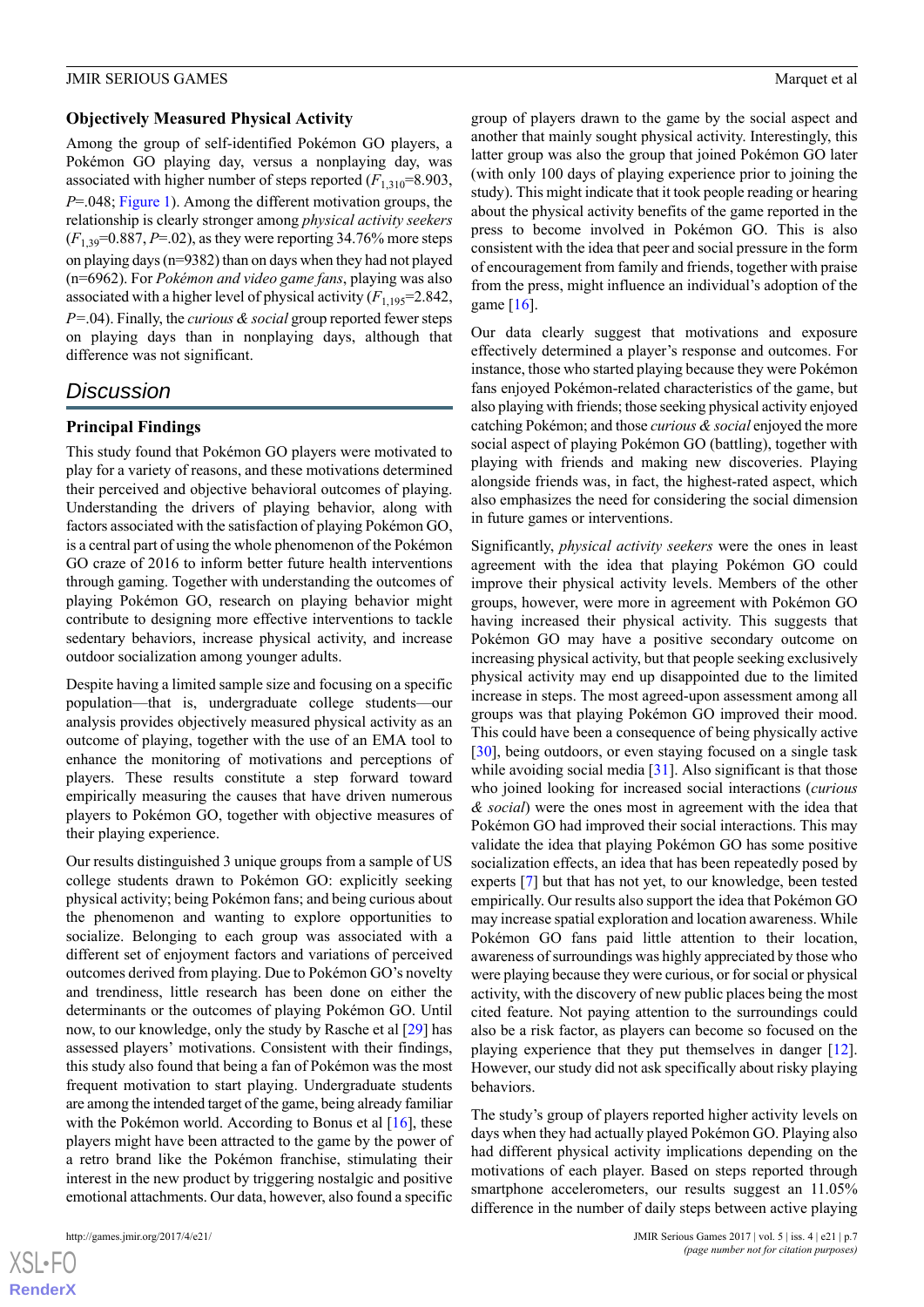### Objectively Measured Physical Activity

Among the group of self-identified Pokémon GO players, a Pokémon GO playing day, versus a nonplaying day, was associated with higher number of steps reported ($F_{1,310}$=8.903, $P$=.048; Figure 1). Among the different motivation groups, the relationship is clearly stronger among *physical activity seekers* ($F_{1,39}$=0.887, $P$=.02), as they were reporting 34.76% more steps on playing days (n=9382) than on days when they had not played (n=6962). For *Pokémon and video game fans*, playing was also associated with a higher level of physical activity ($F_{1,195}$=2.842, $P$=.04). Finally, the *curious & social* group reported fewer steps on playing days than in nonplaying days, although that difference was not significant.

## Discussion

### Principal Findings

This study found that Pokémon GO players were motivated to play for a variety of reasons, and these motivations determined their perceived and objective behavioral outcomes of playing. Understanding the drivers of playing behavior, along with factors associated with the satisfaction of playing Pokémon GO, is a central part of using the whole phenomenon of the Pokémon GO craze of 2016 to inform better future health interventions through gaming. Together with understanding the outcomes of playing Pokémon GO, research on playing behavior might contribute to designing more effective interventions to tackle sedentary behaviors, increase physical activity, and increase outdoor socialization among younger adults.

Despite having a limited sample size and focusing on a specific population—that is, undergraduate college students—our analysis provides objectively measured physical activity as an outcome of playing, together with the use of an EMA tool to enhance the monitoring of motivations and perceptions of players. These results constitute a step forward toward empirically measuring the causes that have driven numerous players to Pokémon GO, together with objective measures of their playing experience.

Our results distinguished 3 unique groups from a sample of US college students drawn to Pokémon GO: explicitly seeking physical activity; being Pokémon fans; and being curious about the phenomenon and wanting to explore opportunities to socialize. Belonging to each group was associated with a different set of enjoyment factors and variations of perceived outcomes derived from playing. Due to Pokémon GO's novelty and trendiness, little research has been done on either the determinants or the outcomes of playing Pokémon GO. Until now, to our knowledge, only the study by Rasche et al [29] has assessed players' motivations. Consistent with their findings, this study also found that being a fan of Pokémon was the most frequent motivation to start playing. Undergraduate students are among the intended target of the game, being already familiar with the Pokémon world. According to Bonus et al [16], these players might have been attracted to the game by the power of a retro brand like the Pokémon franchise, stimulating their interest in the new product by triggering nostalgic and positive emotional attachments. Our data, however, also found a specific group of players drawn to the game by the social aspect and another that mainly sought physical activity. Interestingly, this latter group was also the group that joined Pokémon GO later (with only 100 days of playing experience prior to joining the study). This might indicate that it took people reading or hearing about the physical activity benefits of the game reported in the press to become involved in Pokémon GO. This is also consistent with the idea that peer and social pressure in the form of encouragement from family and friends, together with praise from the press, might influence an individual's adoption of the game [16].

Our data clearly suggest that motivations and exposure effectively determined a player's response and outcomes. For instance, those who started playing because they were Pokémon fans enjoyed Pokémon-related characteristics of the game, but also playing with friends; those seeking physical activity enjoyed catching Pokémon; and those *curious & social* enjoyed the more social aspect of playing Pokémon GO (battling), together with playing with friends and making new discoveries. Playing alongside friends was, in fact, the highest-rated aspect, which also emphasizes the need for considering the social dimension in future games or interventions.

Significantly, *physical activity seekers* were the ones in least agreement with the idea that playing Pokémon GO could improve their physical activity levels. Members of the other groups, however, were more in agreement with Pokémon GO having increased their physical activity. This suggests that Pokémon GO may have a positive secondary outcome on increasing physical activity, but that people seeking exclusively physical activity may end up disappointed due to the limited increase in steps. The most agreed-upon assessment among all groups was that playing Pokémon GO improved their mood. This could have been a consequence of being physically active [30], being outdoors, or even staying focused on a single task while avoiding social media [31]. Also significant is that those who joined looking for increased social interactions (*curious & social*) were the ones most in agreement with the idea that Pokémon GO had improved their social interactions. This may validate the idea that playing Pokémon GO has some positive socialization effects, an idea that has been repeatedly posed by experts [7] but that has not yet, to our knowledge, been tested empirically. Our results also support the idea that Pokémon GO may increase spatial exploration and location awareness. While Pokémon GO fans paid little attention to their location, awareness of surroundings was highly appreciated by those who were playing because they were curious, or for social or physical activity, with the discovery of new public places being the most cited feature. Not paying attention to the surroundings could also be a risk factor, as players can become so focused on the playing experience that they put themselves in danger [12]. However, our study did not ask specifically about risky playing behaviors.

The study's group of players reported higher activity levels on days when they had actually played Pokémon GO. Playing also had different physical activity implications depending on the motivations of each player. Based on steps reported through smartphone accelerometers, our results suggest an 11.05% difference in the number of daily steps between active playing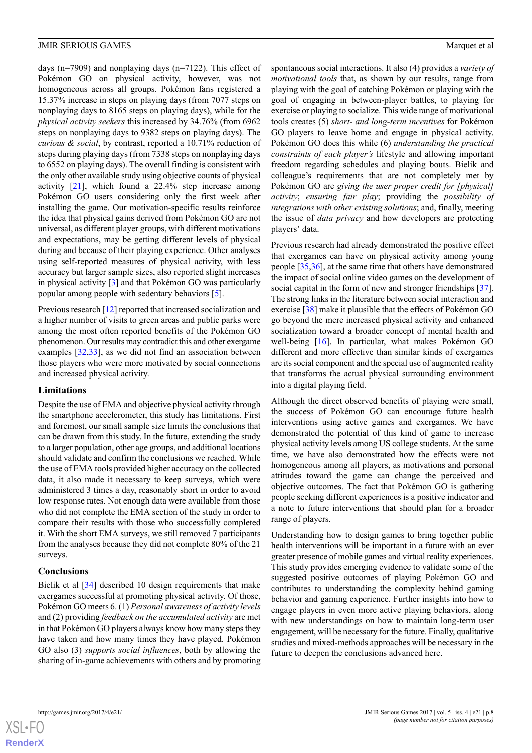days (n=7909) and nonplaying days (n=7122). This effect of Pokémon GO on physical activity, however, was not homogeneous across all groups. Pokémon fans registered a 15.37% increase in steps on playing days (from 7077 steps on nonplaying days to 8165 steps on playing days), while for the *physical activity seekers* this increased by 34.76% (from 6962 steps on nonplaying days to 9382 steps on playing days). The *curious & social*, by contrast, reported a 10.71% reduction of steps during playing days (from 7338 steps on nonplaying days to 6552 on playing days). The overall finding is consistent with the only other available study using objective counts of physical activity [21], which found a 22.4% step increase among Pokémon GO users considering only the first week after installing the game. Our motivation-specific results reinforce the idea that physical gains derived from Pokémon GO are not universal, as different player groups, with different motivations and expectations, may be getting different levels of physical during and because of their playing experience. Other analyses using self-reported measures of physical activity, with less accuracy but larger sample sizes, also reported slight increases in physical activity [3] and that Pokémon GO was particularly popular among people with sedentary behaviors [5].

Previous research [12] reported that increased socialization and a higher number of visits to green areas and public parks were among the most often reported benefits of the Pokémon GO phenomenon. Our results may contradict this and other exergame examples [32,33], as we did not find an association between those players who were more motivated by social connections and increased physical activity.

### Limitations

Despite the use of EMA and objective physical activity through the smartphone accelerometer, this study has limitations. First and foremost, our small sample size limits the conclusions that can be drawn from this study. In the future, extending the study to a larger population, other age groups, and additional locations should validate and confirm the conclusions we reached. While the use of EMA tools provided higher accuracy on the collected data, it also made it necessary to keep surveys, which were administered 3 times a day, reasonably short in order to avoid low response rates. Not enough data were available from those who did not complete the EMA section of the study in order to compare their results with those who successfully completed it. With the short EMA surveys, we still removed 7 participants from the analyses because they did not complete 80% of the 21 surveys.

### Conclusions

Bielik et al [34] described 10 design requirements that make exergames successful at promoting physical activity. Of those, Pokémon GO meets 6. (1) *Personal awareness of activity levels* and (2) providing *feedback on the accumulated activity* are met in that Pokémon GO players always know how many steps they have taken and how many times they have played. Pokémon GO also (3) *supports social influences*, both by allowing the sharing of in-game achievements with others and by promoting spontaneous social interactions. It also (4) provides a *variety of motivational tools* that, as shown by our results, range from playing with the goal of catching Pokémon or playing with the goal of engaging in between-player battles, to playing for exercise or playing to socialize. This wide range of motivational tools creates (5) *short- and long-term incentives* for Pokémon GO players to leave home and engage in physical activity. Pokémon GO does this while (6) *understanding the practical constraints of each player's* lifestyle and allowing important freedom regarding schedules and playing bouts. Bielik and colleague's requirements that are not completely met by Pokémon GO are *giving the user proper credit for [physical] activity*; *ensuring fair play*; providing the *possibility of integrations with other existing solutions*; and, finally, meeting the issue of *data privacy* and how developers are protecting players' data.

Previous research had already demonstrated the positive effect that exergames can have on physical activity among young people [35,36], at the same time that others have demonstrated the impact of social online video games on the development of social capital in the form of new and stronger friendships [37]. The strong links in the literature between social interaction and exercise [38] make it plausible that the effects of Pokémon GO go beyond the mere increased physical activity and enhanced socialization toward a broader concept of mental health and well-being [16]. In particular, what makes Pokémon GO different and more effective than similar kinds of exergames are its social component and the special use of augmented reality that transforms the actual physical surrounding environment into a digital playing field.

Although the direct observed benefits of playing were small, the success of Pokémon GO can encourage future health interventions using active games and exergames. We have demonstrated the potential of this kind of game to increase physical activity levels among US college students. At the same time, we have also demonstrated how the effects were not homogeneous among all players, as motivations and personal attitudes toward the game can change the perceived and objective outcomes. The fact that Pokémon GO is gathering people seeking different experiences is a positive indicator and a note to future interventions that should plan for a broader range of players.

Understanding how to design games to bring together public health interventions will be important in a future with an ever greater presence of mobile games and virtual reality experiences. This study provides emerging evidence to validate some of the suggested positive outcomes of playing Pokémon GO and contributes to understanding the complexity behind gaming behavior and gaming experience. Further insights into how to engage players in even more active playing behaviors, along with new understandings on how to maintain long-term user engagement, will be necessary for the future. Finally, qualitative studies and mixed-methods approaches will be necessary in the future to deepen the conclusions advanced here.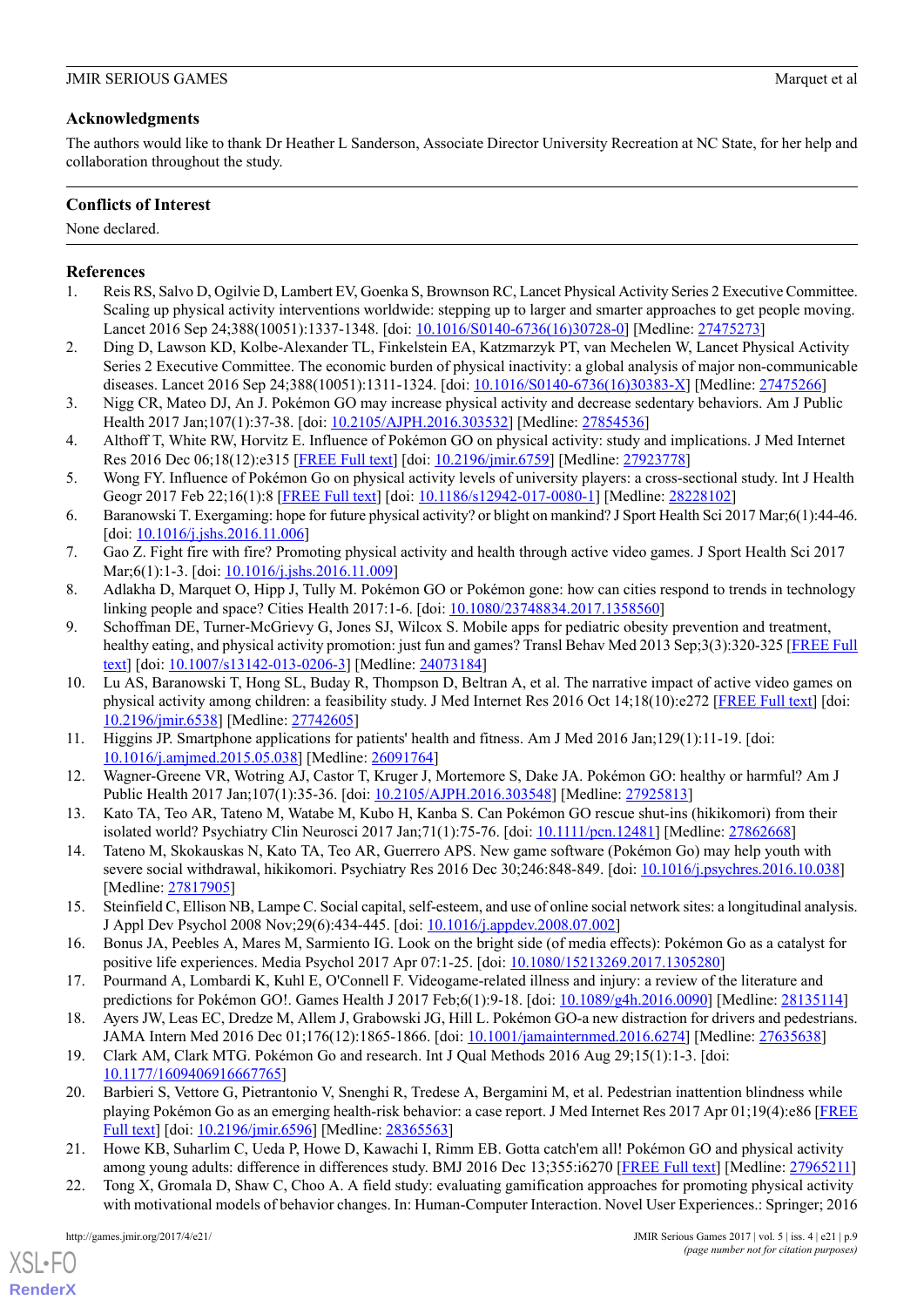## Acknowledgments

The authors would like to thank Dr Heather L Sanderson, Associate Director University Recreation at NC State, for her help and collaboration throughout the study.

## Conflicts of Interest

None declared.

## References

1. Reis RS, Salvo D, Ogilvie D, Lambert EV, Goenka S, Brownson RC, Lancet Physical Activity Series 2 Executive Committee. Scaling up physical activity interventions worldwide: stepping up to larger and smarter approaches to get people moving. Lancet 2016 Sep 24;388(10051):1337-1348. [doi: 10.1016/S0140-6736(16)30728-0] [Medline: 27475273]
2. Ding D, Lawson KD, Kolbe-Alexander TL, Finkelstein EA, Katzmarzyk PT, van Mechelen W, Lancet Physical Activity Series 2 Executive Committee. The economic burden of physical inactivity: a global analysis of major non-communicable diseases. Lancet 2016 Sep 24;388(10051):1311-1324. [doi: 10.1016/S0140-6736(16)30383-X] [Medline: 27475266]
3. Nigg CR, Mateo DJ, An J. Pokémon GO may increase physical activity and decrease sedentary behaviors. Am J Public Health 2017 Jan;107(1):37-38. [doi: 10.2105/AJPH.2016.303532] [Medline: 27854536]
4. Althoff T, White RW, Horvitz E. Influence of Pokémon GO on physical activity: study and implications. J Med Internet Res 2016 Dec 06;18(12):e315 [FREE Full text] [doi: 10.2196/jmir.6759] [Medline: 27923778]
5. Wong FY. Influence of Pokémon Go on physical activity levels of university players: a cross-sectional study. Int J Health Geogr 2017 Feb 22;16(1):8 [FREE Full text] [doi: 10.1186/s12942-017-0080-1] [Medline: 28228102]
6. Baranowski T. Exergaming: hope for future physical activity? or blight on mankind? J Sport Health Sci 2017 Mar;6(1):44-46. [doi: 10.1016/j.jshs.2016.11.006]
7. Gao Z. Fight fire with fire? Promoting physical activity and health through active video games. J Sport Health Sci 2017 Mar;6(1):1-3. [doi: 10.1016/j.jshs.2016.11.009]
8. Adlakha D, Marquet O, Hipp J, Tully M. Pokémon GO or Pokémon gone: how can cities respond to trends in technology linking people and space? Cities Health 2017:1-6. [doi: 10.1080/23748834.2017.1358560]
9. Schoffman DE, Turner-McGrievy G, Jones SJ, Wilcox S. Mobile apps for pediatric obesity prevention and treatment, healthy eating, and physical activity promotion: just fun and games? Transl Behav Med 2013 Sep;3(3):320-325 [FREE Full text] [doi: 10.1007/s13142-013-0206-3] [Medline: 24073184]
10. Lu AS, Baranowski T, Hong SL, Buday R, Thompson D, Beltran A, et al. The narrative impact of active video games on physical activity among children: a feasibility study. J Med Internet Res 2016 Oct 14;18(10):e272 [FREE Full text] [doi: 10.2196/jmir.6538] [Medline: 27742605]
11. Higgins JP. Smartphone applications for patients' health and fitness. Am J Med 2016 Jan;129(1):11-19. [doi: 10.1016/j.amjmed.2015.05.038] [Medline: 26091764]
12. Wagner-Greene VR, Wotring AJ, Castor T, Kruger J, Mortemore S, Dake JA. Pokémon GO: healthy or harmful? Am J Public Health 2017 Jan;107(1):35-36. [doi: 10.2105/AJPH.2016.303548] [Medline: 27925813]
13. Kato TA, Teo AR, Tateno M, Watabe M, Kubo H, Kanba S. Can Pokémon GO rescue shut-ins (hikikomori) from their isolated world? Psychiatry Clin Neurosci 2017 Jan;71(1):75-76. [doi: 10.1111/pcn.12481] [Medline: 27862668]
14. Tateno M, Skokauskas N, Kato TA, Teo AR, Guerrero APS. New game software (Pokémon Go) may help youth with severe social withdrawal, hikikomori. Psychiatry Res 2016 Dec 30;246:848-849. [doi: 10.1016/j.psychres.2016.10.038] [Medline: 27817905]
15. Steinfield C, Ellison NB, Lampe C. Social capital, self-esteem, and use of online social network sites: a longitudinal analysis. J Appl Dev Psychol 2008 Nov;29(6):434-445. [doi: 10.1016/j.appdev.2008.07.002]
16. Bonus JA, Peebles A, Mares M, Sarmiento IG. Look on the bright side (of media effects): Pokémon Go as a catalyst for positive life experiences. Media Psychol 2017 Apr 07:1-25. [doi: 10.1080/15213269.2017.1305280]
17. Pourmand A, Lombardi K, Kuhl E, O'Connell F. Videogame-related illness and injury: a review of the literature and predictions for Pokémon GO!. Games Health J 2017 Feb;6(1):9-18. [doi: 10.1089/g4h.2016.0090] [Medline: 28135114]
18. Ayers JW, Leas EC, Dredze M, Allem J, Grabowski JG, Hill L. Pokémon GO-a new distraction for drivers and pedestrians. JAMA Intern Med 2016 Dec 01;176(12):1865-1866. [doi: 10.1001/jamainternmed.2016.6274] [Medline: 27635638]
19. Clark AM, Clark MTG. Pokémon Go and research. Int J Qual Methods 2016 Aug 29;15(1):1-3. [doi: 10.1177/1609406916667765]
20. Barbieri S, Vettore G, Pietrantonio V, Snenghi R, Tredese A, Bergamini M, et al. Pedestrian inattention blindness while playing Pokémon Go as an emerging health-risk behavior: a case report. J Med Internet Res 2017 Apr 01;19(4):e86 [FREE Full text] [doi: 10.2196/jmir.6596] [Medline: 28365563]
21. Howe KB, Suharlim C, Ueda P, Howe D, Kawachi I, Rimm EB. Gotta catch'em all! Pokémon GO and physical activity among young adults: difference in differences study. BMJ 2016 Dec 13;355:i6270 [FREE Full text] [Medline: 27965211]
22. Tong X, Gromala D, Shaw C, Choo A. A field study: evaluating gamification approaches for promoting physical activity with motivational models of behavior changes. In: Human-Computer Interaction. Novel User Experiences.: Springer; 2016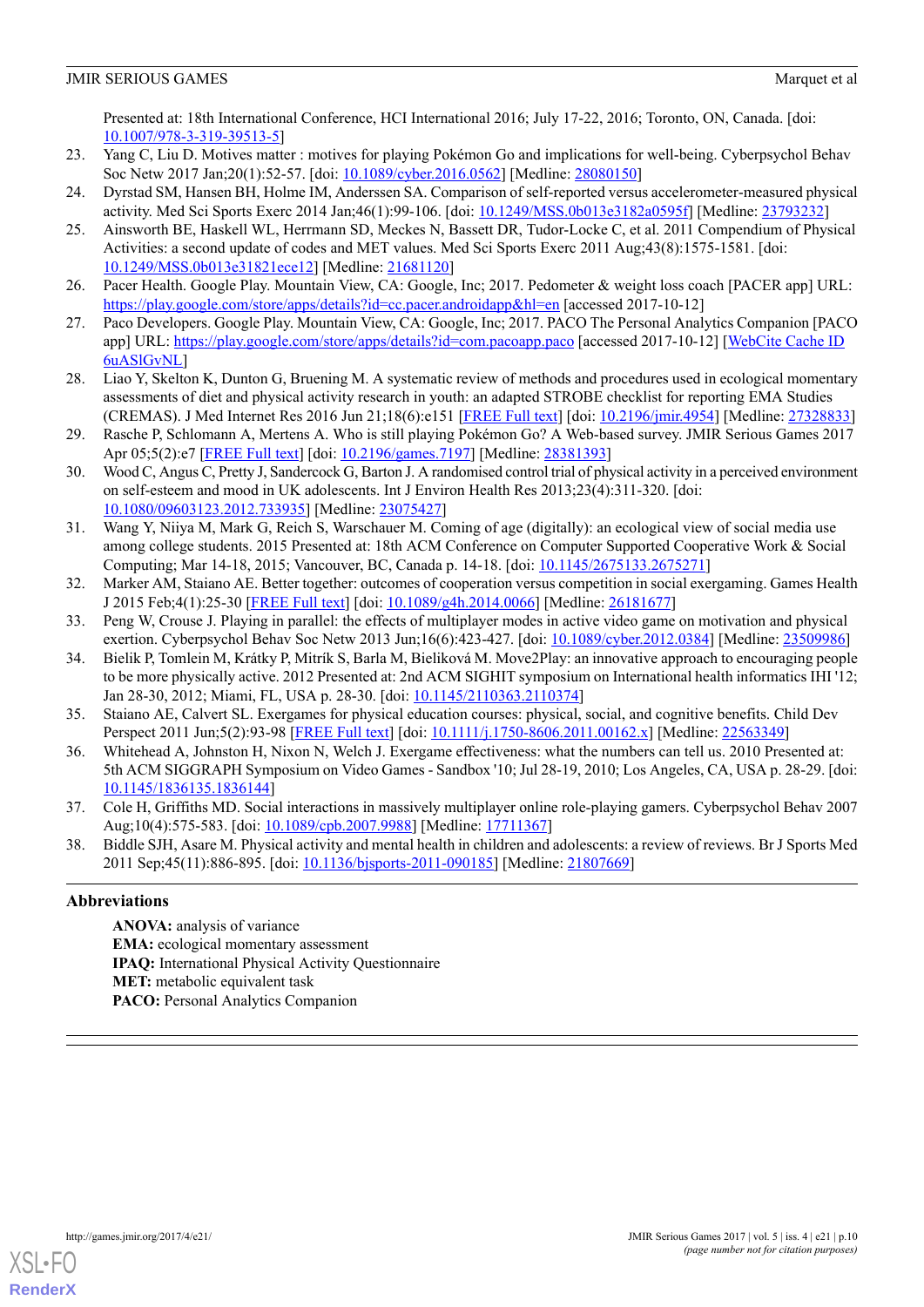Presented at: 18th International Conference, HCI International 2016; July 17-22, 2016; Toronto, ON, Canada. [doi: 10.1007/978-3-319-39513-5]

23. Yang C, Liu D. Motives matter : motives for playing Pokémon Go and implications for well-being. Cyberpsychol Behav Soc Netw 2017 Jan;20(1):52-57. [doi: 10.1089/cyber.2016.0562] [Medline: 28080150]
24. Dyrstad SM, Hansen BH, Holme IM, Anderssen SA. Comparison of self-reported versus accelerometer-measured physical activity. Med Sci Sports Exerc 2014 Jan;46(1):99-106. [doi: 10.1249/MSS.0b013e3182a0595f] [Medline: 23793232]
25. Ainsworth BE, Haskell WL, Herrmann SD, Meckes N, Bassett DR, Tudor-Locke C, et al. 2011 Compendium of Physical Activities: a second update of codes and MET values. Med Sci Sports Exerc 2011 Aug;43(8):1575-1581. [doi: 10.1249/MSS.0b013e31821ece12] [Medline: 21681120]
26. Pacer Health. Google Play. Mountain View, CA: Google, Inc; 2017. Pedometer & weight loss coach [PACER app] URL: https://play.google.com/store/apps/details?id=cc.pacer.androidapp&hl=en [accessed 2017-10-12]
27. Paco Developers. Google Play. Mountain View, CA: Google, Inc; 2017. PACO The Personal Analytics Companion [PACO app] URL: https://play.google.com/store/apps/details?id=com.pacoapp.paco [accessed 2017-10-12] [WebCite Cache ID 6uASlGvNL]
28. Liao Y, Skelton K, Dunton G, Bruening M. A systematic review of methods and procedures used in ecological momentary assessments of diet and physical activity research in youth: an adapted STROBE checklist for reporting EMA Studies (CREMAS). J Med Internet Res 2016 Jun 21;18(6):e151 [FREE Full text] [doi: 10.2196/jmir.4954] [Medline: 27328833]
29. Rasche P, Schlomann A, Mertens A. Who is still playing Pokémon Go? A Web-based survey. JMIR Serious Games 2017 Apr 05;5(2):e7 [FREE Full text] [doi: 10.2196/games.7197] [Medline: 28381393]
30. Wood C, Angus C, Pretty J, Sandercock G, Barton J. A randomised control trial of physical activity in a perceived environment on self-esteem and mood in UK adolescents. Int J Environ Health Res 2013;23(4):311-320. [doi: 10.1080/09603123.2012.733935] [Medline: 23075427]
31. Wang Y, Niiya M, Mark G, Reich S, Warschauer M. Coming of age (digitally): an ecological view of social media use among college students. 2015 Presented at: 18th ACM Conference on Computer Supported Cooperative Work & Social Computing; Mar 14-18, 2015; Vancouver, BC, Canada p. 14-18. [doi: 10.1145/2675133.2675271]
32. Marker AM, Staiano AE. Better together: outcomes of cooperation versus competition in social exergaming. Games Health J 2015 Feb;4(1):25-30 [FREE Full text] [doi: 10.1089/g4h.2014.0066] [Medline: 26181677]
33. Peng W, Crouse J. Playing in parallel: the effects of multiplayer modes in active video game on motivation and physical exertion. Cyberpsychol Behav Soc Netw 2013 Jun;16(6):423-427. [doi: 10.1089/cyber.2012.0384] [Medline: 23509986]
34. Bielik P, Tomlein M, Krátky P, Mitrík S, Barla M, Bieliková M. Move2Play: an innovative approach to encouraging people to be more physically active. 2012 Presented at: 2nd ACM SIGHIT symposium on International health informatics IHI '12; Jan 28-30, 2012; Miami, FL, USA p. 28-30. [doi: 10.1145/2110363.2110374]
35. Staiano AE, Calvert SL. Exergames for physical education courses: physical, social, and cognitive benefits. Child Dev Perspect 2011 Jun;5(2):93-98 [FREE Full text] [doi: 10.1111/j.1750-8606.2011.00162.x] [Medline: 22563349]
36. Whitehead A, Johnston H, Nixon N, Welch J. Exergame effectiveness: what the numbers can tell us. 2010 Presented at: 5th ACM SIGGRAPH Symposium on Video Games - Sandbox '10; Jul 28-19, 2010; Los Angeles, CA, USA p. 28-29. [doi: 10.1145/1836135.1836144]
37. Cole H, Griffiths MD. Social interactions in massively multiplayer online role-playing gamers. Cyberpsychol Behav 2007 Aug;10(4):575-583. [doi: 10.1089/cpb.2007.9988] [Medline: 17711367]
38. Biddle SJH, Asare M. Physical activity and mental health in children and adolescents: a review of reviews. Br J Sports Med 2011 Sep;45(11):886-895. [doi: 10.1136/bjsports-2011-090185] [Medline: 21807669]

## Abbreviations

**ANOVA:** analysis of variance
**EMA:** ecological momentary assessment
**IPAQ:** International Physical Activity Questionnaire
**MET:** metabolic equivalent task
**PACO:** Personal Analytics Companion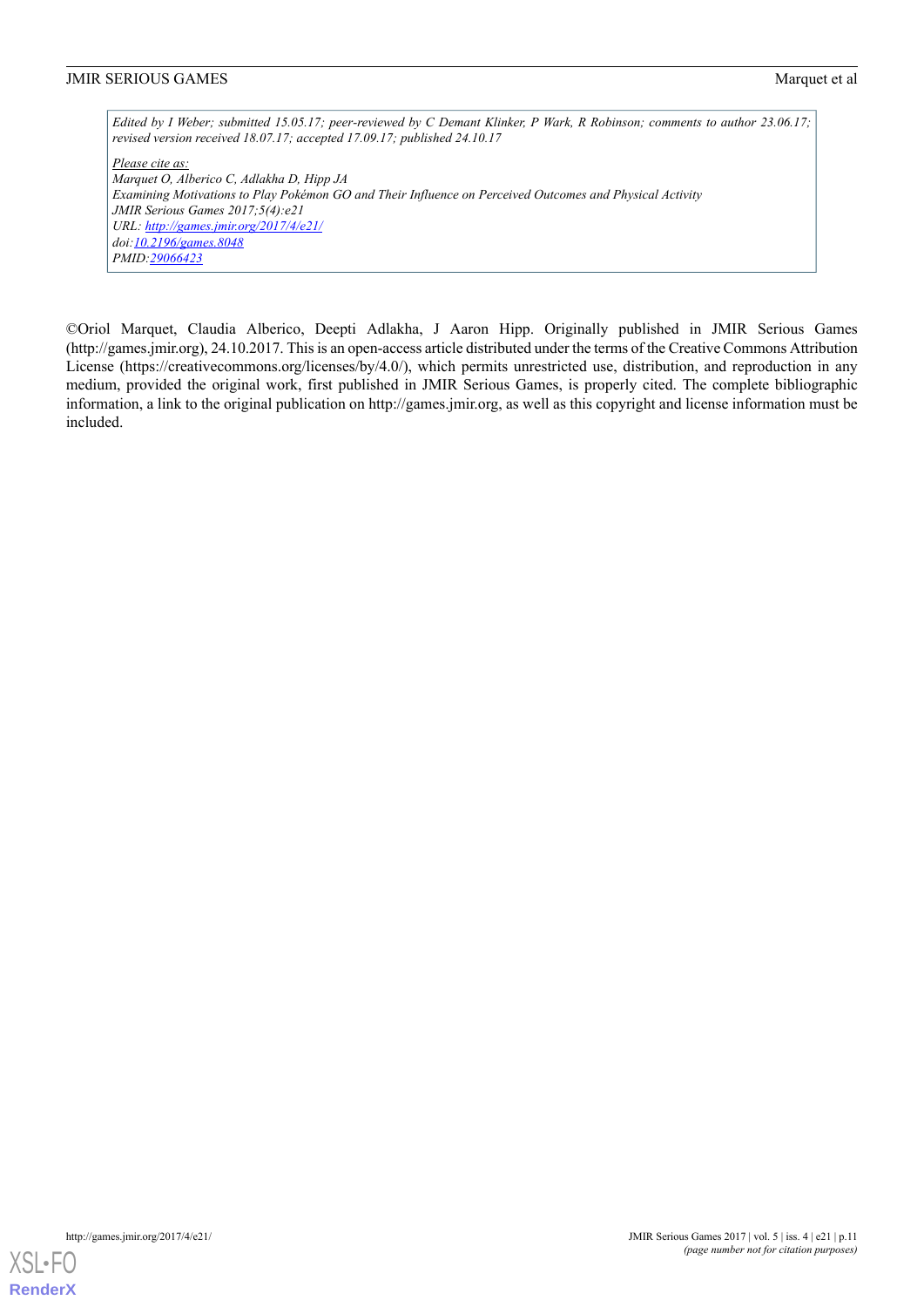*Edited by I Weber; submitted 15.05.17; peer-reviewed by C Demant Klinker, P Wark, R Robinson; comments to author 23.06.17; revised version received 18.07.17; accepted 17.09.17; published 24.10.17*

*Please cite as:*
*Marquet O, Alberico C, Adlakha D, Hipp JA*
*Examining Motivations to Play Pokémon GO and Their Influence on Perceived Outcomes and Physical Activity*
*JMIR Serious Games 2017;5(4):e21*
*URL: http://games.jmir.org/2017/4/e21/*
*doi:10.2196/games.8048*
*PMID:29066423*

©Oriol Marquet, Claudia Alberico, Deepti Adlakha, J Aaron Hipp. Originally published in JMIR Serious Games (http://games.jmir.org), 24.10.2017. This is an open-access article distributed under the terms of the Creative Commons Attribution License (https://creativecommons.org/licenses/by/4.0/), which permits unrestricted use, distribution, and reproduction in any medium, provided the original work, first published in JMIR Serious Games, is properly cited. The complete bibliographic information, a link to the original publication on http://games.jmir.org, as well as this copyright and license information must be included.